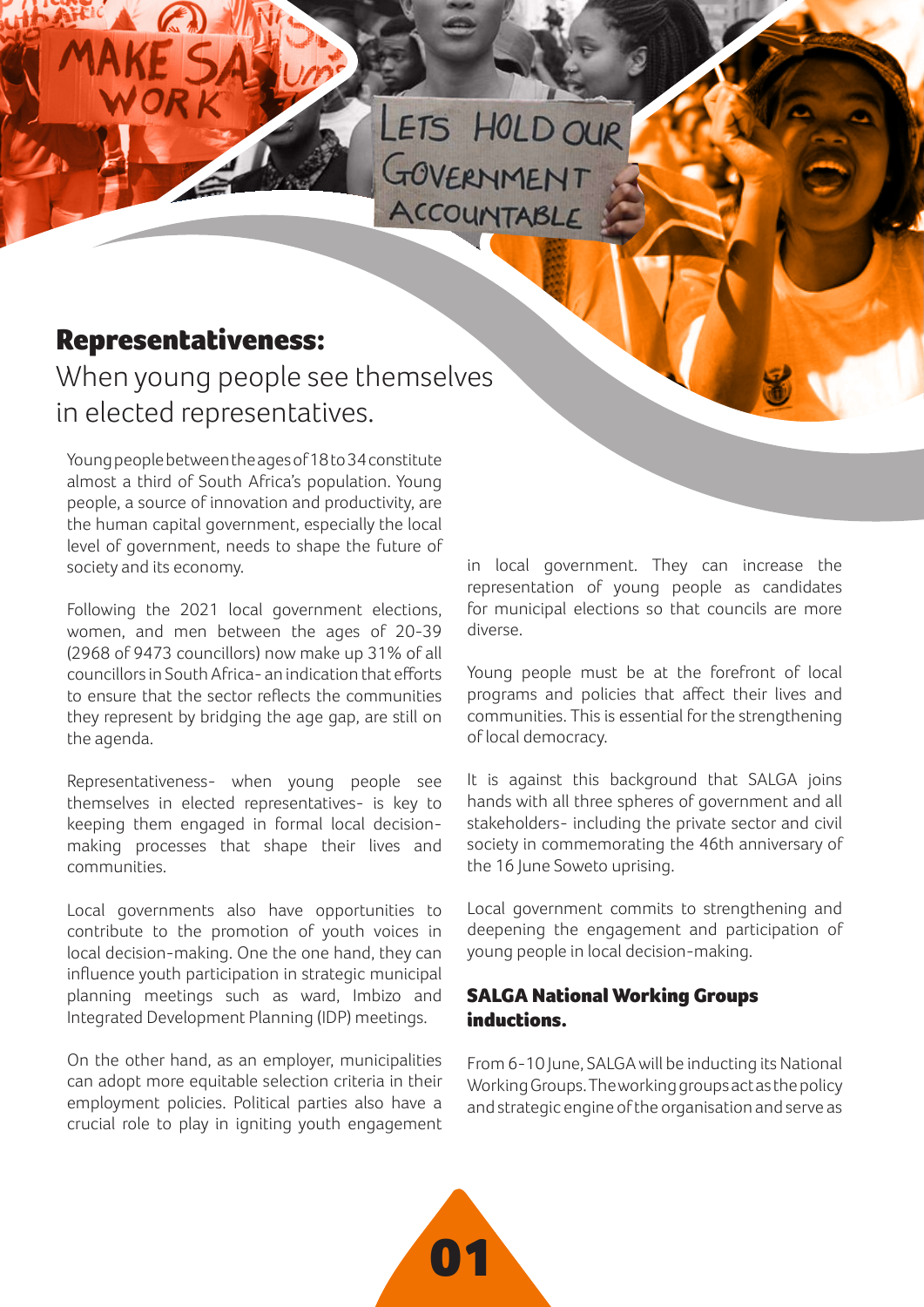## Representativeness:

When young people see themselves in elected representatives.

Young people between the ages of 18 to 34 constitute almost a third of South Africa's population. Young people, a source of innovation and productivity, are the human capital government, especially the local level of government, needs to shape the future of society and its economy.

Following the 2021 local government elections, women, and men between the ages of 20-39 (2968 of 9473 councillors) now make up 31% of all councillors in South Africa- an indication that efforts to ensure that the sector reflects the communities they represent by bridging the age gap, are still on the agenda.

Representativeness- when young people see themselves in elected representatives- is key to keeping them engaged in formal local decision-making processes that shape their lives and communities.

Local governments also have opportunities to contribute to the promotion of youth voices in local decision-making. One the one hand, they can influence youth participation in strategic municipal planning meetings such as ward, Imbizo and Integrated Development Planning (IDP) meetings.

On the other hand, as an employer, municipalities can adopt more equitable selection criteria in their employment policies. Political parties also have a crucial role to play in igniting youth engagement in local government. They can increase the representation of young people as candidates for municipal elections so that councils are more diverse.

Young people must be at the forefront of local programs and policies that affect their lives and communities. This is essential for the strengthening of local democracy.

It is against this background that SALGA joins hands with all three spheres of government and all stakeholders- including the private sector and civil society in commemorating the 46th anniversary of the 16 June Soweto uprising.

Local government commits to strengthening and deepening the engagement and participation of young people in local decision-making.

### SALGA National Working Groups inductions.

From 6-10 June, SALGA will be inducting its National Working Groups. The working groups act as the policy and strategic engine of the organisation and serve as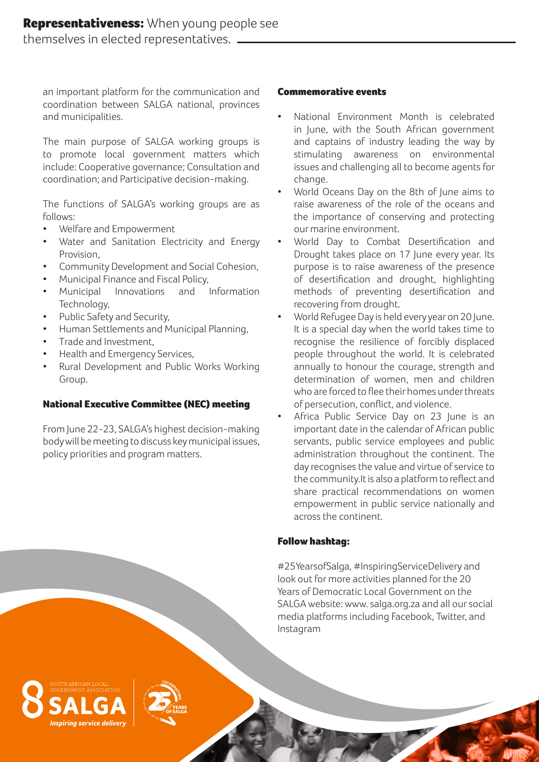**Representativeness:** When young people see themselves in elected representatives.

an important platform for the communication and coordination between SALGA national, provinces and municipalities.

The main purpose of SALGA working groups is to promote local government matters which include: Cooperative governance; Consultation and coordination; and Participative decision-making.

The functions of SALGA's working groups are as follows:

- Welfare and Empowerment
- Water and Sanitation Electricity and Energy Provision,
- Community Development and Social Cohesion,
- Municipal Finance and Fiscal Policy,
- Municipal Innovations and Information Technology,
- Public Safety and Security,
- Human Settlements and Municipal Planning,
- Trade and Investment,
- Health and Emergency Services,
- Rural Development and Public Works Working Group.

### National Executive Committee (NEC) meeting

From June 22-23, SALGA's highest decision-making body will be meeting to discuss key municipal issues, policy priorities and program matters.

### Commemorative events

- National Environment Month is celebrated in June, with the South African government and captains of industry leading the way by stimulating awareness on environmental issues and challenging all to become agents for change.
- World Oceans Day on the 8th of June aims to raise awareness of the role of the oceans and the importance of conserving and protecting our marine environment.
- World Day to Combat Desertification and Drought takes place on 17 June every year. Its purpose is to raise awareness of the presence of desertification and drought, highlighting methods of preventing desertification and recovering from drought.
- World Refugee Day is held every year on 20 June. It is a special day when the world takes time to recognise the resilience of forcibly displaced people throughout the world. It is celebrated annually to honour the courage, strength and determination of women, men and children who are forced to flee their homes under threats of persecution, conflict, and violence.
- Africa Public Service Day on 23 June is an important date in the calendar of African public servants, public service employees and public administration throughout the continent. The day recognises the value and virtue of service to the community.It is also a platform to reflect and share practical recommendations on women empowerment in public service nationally and across the continent.

### Follow hashtag:

#25YearsofSalga, #InspiringServiceDelivery and look out for more activities planned for the 20 Years of Democratic Local Government on the SALGA website: www. salga.org.za and all our social media platforms including Facebook, Twitter, and Instagram

SOUTH AFRICAN LOCAL GOVERNMENT ASSOCIATION
SALGA
*Inspiring service delivery*